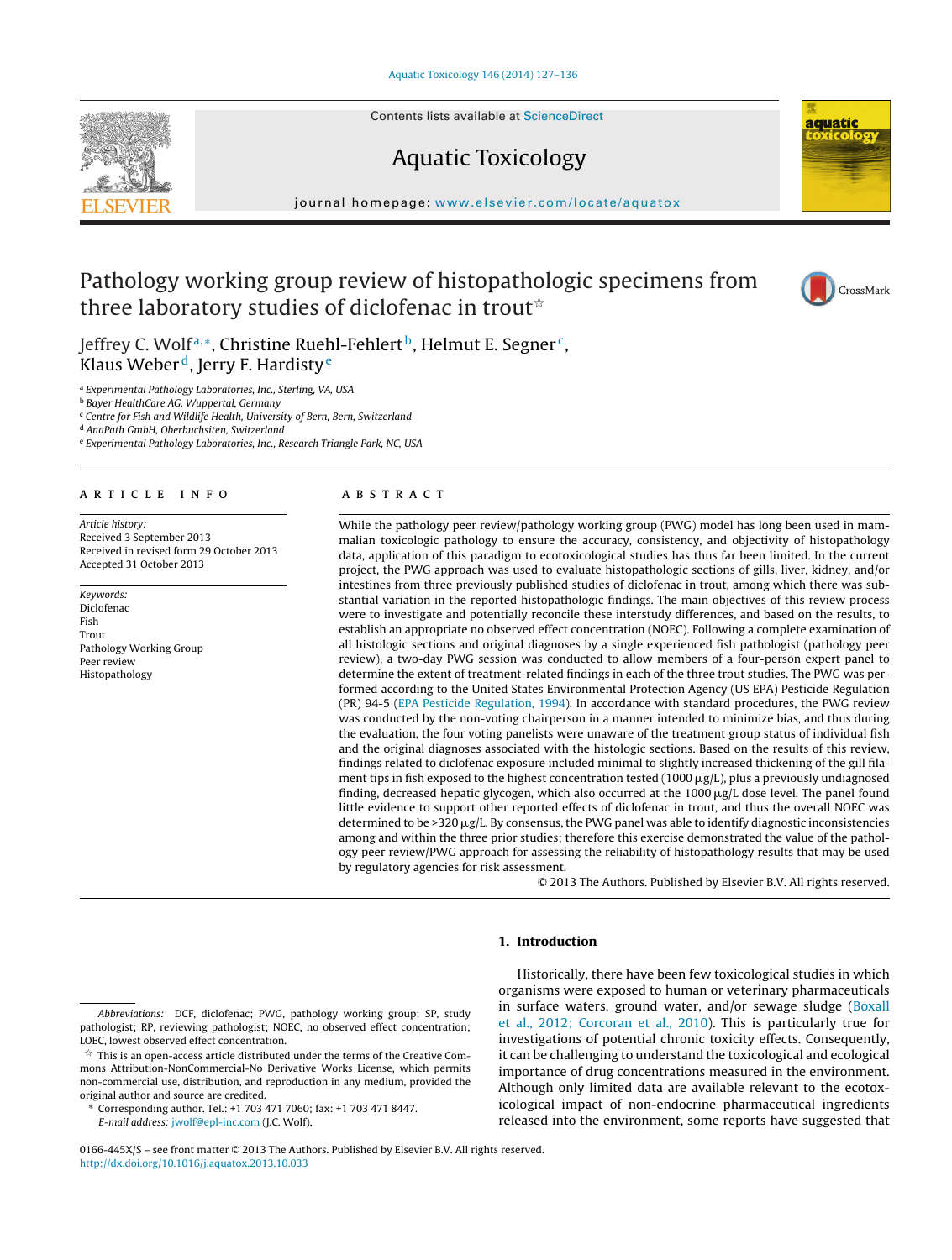# Pathology working group review of histopathologic specimens from three laboratory studies of diclofenac in trout☆

Jeffrey C. Wolf[a,*], Christine Ruehl-Fehlert[b], Helmut E. Segner[c], Klaus Weber[d], Jerry F. Hardisty[e]

[a] Experimental Pathology Laboratories, Inc., Sterling, VA, USA
[b] Bayer HealthCare AG, Wuppertal, Germany
[c] Centre for Fish and Wildlife Health, University of Bern, Bern, Switzerland
[d] AnaPath GmbH, Oberbuchsiten, Switzerland
[e] Experimental Pathology Laboratories, Inc., Research Triangle Park, NC, USA

## ARTICLE INFO

*Article history:*
Received 3 September 2013
Received in revised form 29 October 2013
Accepted 31 October 2013

*Keywords:*
Diclofenac
Fish
Trout
Pathology Working Group
Peer review
Histopathology

## ABSTRACT

While the pathology peer review/pathology working group (PWG) model has long been used in mammalian toxicologic pathology to ensure the accuracy, consistency, and objectivity of histopathology data, application of this paradigm to ecotoxicological studies has thus far been limited. In the current project, the PWG approach was used to evaluate histopathologic sections of gills, liver, kidney, and/or intestines from three previously published studies of diclofenac in trout, among which there was substantial variation in the reported histopathologic findings. The main objectives of this review process were to investigate and potentially reconcile these interstudy differences, and based on the results, to establish an appropriate no observed effect concentration (NOEC). Following a complete examination of all histologic sections and original diagnoses by a single experienced fish pathologist (pathology peer review), a two-day PWG session was conducted to allow members of a four-person expert panel to determine the extent of treatment-related findings in each of the three trout studies. The PWG was performed according to the United States Environmental Protection Agency (US EPA) Pesticide Regulation (PR) 94-5 (EPA Pesticide Regulation, 1994). In accordance with standard procedures, the PWG review was conducted by the non-voting chairperson in a manner intended to minimize bias, and thus during the evaluation, the four voting panelists were unaware of the treatment group status of individual fish and the original diagnoses associated with the histologic sections. Based on the results of this review, findings related to diclofenac exposure included minimal to slightly increased thickening of the gill filament tips in fish exposed to the highest concentration tested (1000 μg/L), plus a previously undiagnosed finding, decreased hepatic glycogen, which also occurred at the 1000 μg/L dose level. The panel found little evidence to support other reported effects of diclofenac in trout, and thus the overall NOEC was determined to be >320 μg/L. By consensus, the PWG panel was able to identify diagnostic inconsistencies among and within the three prior studies; therefore this exercise demonstrated the value of the pathology peer review/PWG approach for assessing the reliability of histopathology results that may be used by regulatory agencies for risk assessment.

© 2013 The Authors. Published by Elsevier B.V. All rights reserved.

## 1. Introduction

Historically, there have been few toxicological studies in which organisms were exposed to human or veterinary pharmaceuticals in surface waters, ground water, and/or sewage sludge (Boxall et al., 2012; Corcoran et al., 2010). This is particularly true for investigations of potential chronic toxicity effects. Consequently, it can be challenging to understand the toxicological and ecological importance of drug concentrations measured in the environment. Although only limited data are available relevant to the ecotoxicological impact of non-endocrine pharmaceutical ingredients released into the environment, some reports have suggested that

---

*Abbreviations:* DCF, diclofenac; PWG, pathology working group; SP, study pathologist; RP, reviewing pathologist; NOEC, no observed effect concentration; LOEC, lowest observed effect concentration.

☆ This is an open-access article distributed under the terms of the Creative Commons Attribution-NonCommercial-No Derivative Works License, which permits non-commercial use, distribution, and reproduction in any medium, provided the original author and source are credited.

\* Corresponding author. Tel.: +1 703 471 7060; fax: +1 703 471 8447.
*E-mail address:* jwolf@epl-inc.com (J.C. Wolf).

0166-445X/$ – see front matter © 2013 The Authors. Published by Elsevier B.V. All rights reserved.
http://dx.doi.org/10.1016/j.aquatox.2013.10.033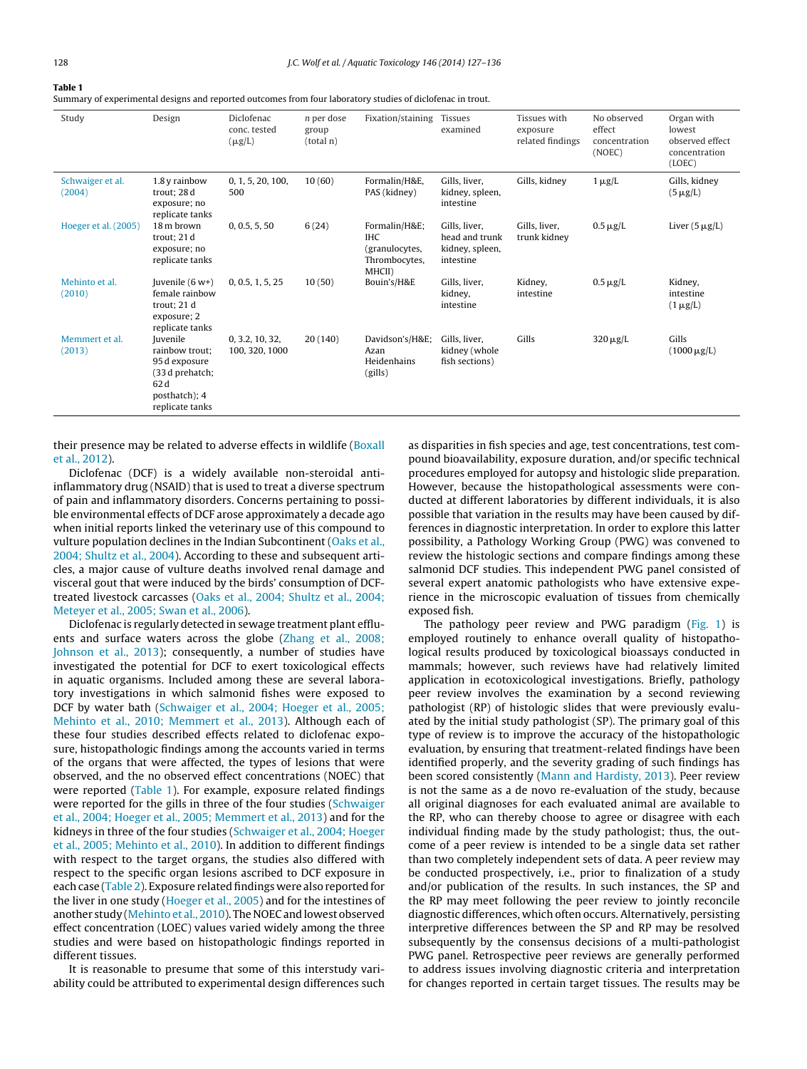**Table 1**
Summary of experimental designs and reported outcomes from four laboratory studies of diclofenac in trout.

| Study | Design | Diclofenac conc. tested (μg/L) | *n* per dose group (total n) | Fixation/staining | Tissues examined | Tissues with exposure related findings | No observed effect concentration (NOEC) | Organ with lowest observed effect concentration (LOEC) |
|---|---|---|---|---|---|---|---|---|
| Schwaiger et al. (2004) | 1.8 y rainbow trout; 28 d exposure; no replicate tanks | 0, 1, 5, 20, 100, 500 | 10 (60) | Formalin/H&E, PAS (kidney) | Gills, liver, kidney, spleen, intestine | Gills, kidney | 1 μg/L | Gills, kidney (5 μg/L) |
| Hoeger et al. (2005) | 18 m brown trout; 21 d exposure; no replicate tanks | 0, 0.5, 5, 50 | 6 (24) | Formalin/H&E; IHC (granulocytes, Thrombocytes, MHCII) | Gills, liver, head and trunk kidney, spleen, intestine | Gills, liver, trunk kidney | 0.5 μg/L | Liver (5 μg/L) |
| Mehinto et al. (2010) | Juvenile (6 w+) female rainbow trout; 21 d exposure; 2 replicate tanks | 0, 0.5, 1, 5, 25 | 10 (50) | Bouin's/H&E | Gills, liver, kidney, intestine | Kidney, intestine | 0.5 μg/L | Kidney, intestine (1 μg/L) |
| Memmert et al. (2013) | Juvenile rainbow trout; 95 d exposure (33 d prehatch; 62 d posthatch); 4 replicate tanks | 0, 3.2, 10, 32, 100, 320, 1000 | 20 (140) | Davidson's/H&E; Azan Heidenhains (gills) | Gills, liver, kidney (whole fish sections) | Gills | 320 μg/L | Gills (1000 μg/L) |

their presence may be related to adverse effects in wildlife (Boxall et al., 2012).

Diclofenac (DCF) is a widely available non-steroidal anti-inflammatory drug (NSAID) that is used to treat a diverse spectrum of pain and inflammatory disorders. Concerns pertaining to possible environmental effects of DCF arose approximately a decade ago when initial reports linked the veterinary use of this compound to vulture population declines in the Indian Subcontinent (Oaks et al., 2004; Shultz et al., 2004). According to these and subsequent articles, a major cause of vulture deaths involved renal damage and visceral gout that were induced by the birds' consumption of DCF-treated livestock carcasses (Oaks et al., 2004; Shultz et al., 2004; Meteyer et al., 2005; Swan et al., 2006).

Diclofenac is regularly detected in sewage treatment plant effluents and surface waters across the globe (Zhang et al., 2008; Johnson et al., 2013); consequently, a number of studies have investigated the potential for DCF to exert toxicological effects in aquatic organisms. Included among these are several laboratory investigations in which salmonid fishes were exposed to DCF by water bath (Schwaiger et al., 2004; Hoeger et al., 2005; Mehinto et al., 2010; Memmert et al., 2013). Although each of these four studies described effects related to diclofenac exposure, histopathologic findings among the accounts varied in terms of the organs that were affected, the types of lesions that were observed, and the no observed effect concentrations (NOEC) that were reported (Table 1). For example, exposure related findings were reported for the gills in three of the four studies (Schwaiger et al., 2004; Hoeger et al., 2005; Memmert et al., 2013) and for the kidneys in three of the four studies (Schwaiger et al., 2004; Hoeger et al., 2005; Mehinto et al., 2010). In addition to different findings with respect to the target organs, the studies also differed with respect to the specific organ lesions ascribed to DCF exposure in each case (Table 2). Exposure related findings were also reported for the liver in one study (Hoeger et al., 2005) and for the intestines of another study (Mehinto et al., 2010). The NOEC and lowest observed effect concentration (LOEC) values varied widely among the three studies and were based on histopathologic findings reported in different tissues.

It is reasonable to presume that some of this interstudy variability could be attributed to experimental design differences such as disparities in fish species and age, test concentrations, test compound bioavailability, exposure duration, and/or specific technical procedures employed for autopsy and histologic slide preparation. However, because the histopathological assessments were conducted at different laboratories by different individuals, it is also possible that variation in the results may have been caused by differences in diagnostic interpretation. In order to explore this latter possibility, a Pathology Working Group (PWG) was convened to review the histologic sections and compare findings among these salmonid DCF studies. This independent PWG panel consisted of several expert anatomic pathologists who have extensive experience in the microscopic evaluation of tissues from chemically exposed fish.

The pathology peer review and PWG paradigm (Fig. 1) is employed routinely to enhance overall quality of histopathological results produced by toxicological bioassays conducted in mammals; however, such reviews have had relatively limited application in ecotoxicological investigations. Briefly, pathology peer review involves the examination by a second reviewing pathologist (RP) of histologic slides that were previously evaluated by the initial study pathologist (SP). The primary goal of this type of review is to improve the accuracy of the histopathologic evaluation, by ensuring that treatment-related findings have been identified properly, and the severity grading of such findings has been scored consistently (Mann and Hardisty, 2013). Peer review is not the same as a de novo re-evaluation of the study, because all original diagnoses for each evaluated animal are available to the RP, who can thereby choose to agree or disagree with each individual finding made by the study pathologist; thus, the outcome of a peer review is intended to be a single data set rather than two completely independent sets of data. A peer review may be conducted prospectively, i.e., prior to finalization of a study and/or publication of the results. In such instances, the SP and the RP may meet following the peer review to jointly reconcile diagnostic differences, which often occurs. Alternatively, persisting interpretive differences between the SP and RP may be resolved subsequently by the consensus decisions of a multi-pathologist PWG panel. Retrospective peer reviews are generally performed to address issues involving diagnostic criteria and interpretation for changes reported in certain target tissues. The results may be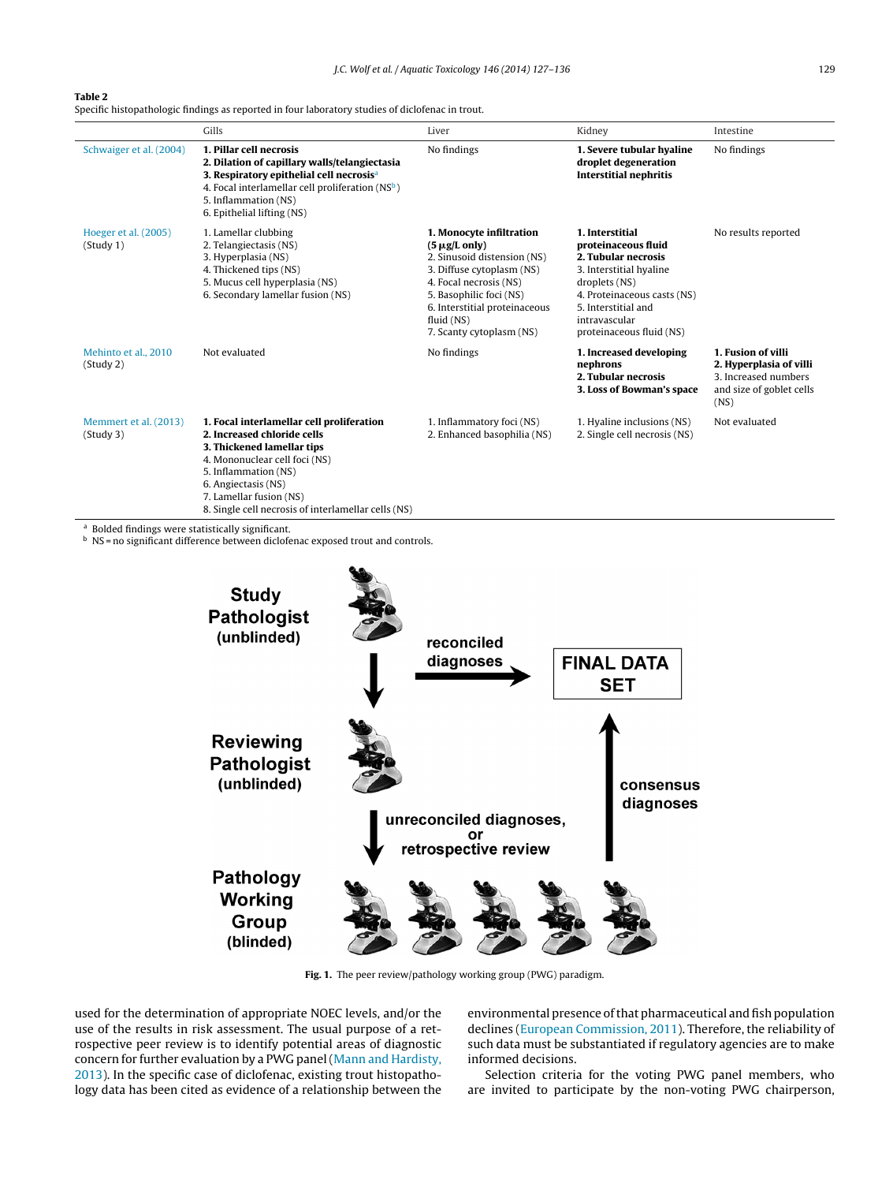**Table 2**
Specific histopathologic findings as reported in four laboratory studies of diclofenac in trout.

| | Gills | Liver | Kidney | Intestine |
|---|---|---|---|---|
| Schwaiger et al. (2004) | **1. Pillar cell necrosis**<br>**2. Dilation of capillary walls/telangiectasia**<br>**3. Respiratory epithelial cell necrosis**[a]<br>4. Focal interlamellar cell proliferation (NS[b])<br>5. Inflammation (NS)<br>6. Epithelial lifting (NS) | No findings | **1. Severe tubular hyaline droplet degeneration**<br>**Interstitial nephritis** | No findings |
| Hoeger et al. (2005) (Study 1) | 1. Lamellar clubbing<br>2. Telangiectasis (NS)<br>3. Hyperplasia (NS)<br>4. Thickened tips (NS)<br>5. Mucus cell hyperplasia (NS)<br>6. Secondary lamellar fusion (NS) | **1. Monocyte infiltration (5 μg/L only)**<br>2. Sinusoid distension (NS)<br>3. Diffuse cytoplasm (NS)<br>4. Focal necrosis (NS)<br>5. Basophilic foci (NS)<br>6. Interstitial proteinaceous fluid (NS)<br>7. Scanty cytoplasm (NS) | **1. Interstitial proteinaceous fluid**<br>**2. Tubular necrosis**<br>3. Interstitial hyaline droplets (NS)<br>4. Proteinaceous casts (NS)<br>5. Interstitial and intravascular proteinaceous fluid (NS) | No results reported |
| Mehinto et al., 2010 (Study 2) | Not evaluated | No findings | **1. Increased developing nephrons**<br>**2. Tubular necrosis**<br>**3. Loss of Bowman's space** | **1. Fusion of villi**<br>**2. Hyperplasia of villi**<br>3. Increased numbers and size of goblet cells (NS) |
| Memmert et al. (2013) (Study 3) | **1. Focal interlamellar cell proliferation**<br>**2. Increased chloride cells**<br>**3. Thickened lamellar tips**<br>4. Mononuclear cell foci (NS)<br>5. Inflammation (NS)<br>6. Angiectasis (NS)<br>7. Lamellar fusion (NS)<br>8. Single cell necrosis of interlamellar cells (NS) | 1. Inflammatory foci (NS)<br>2. Enhanced basophilia (NS) | 1. Hyaline inclusions (NS)<br>2. Single cell necrosis (NS) | Not evaluated |

[a] Bolded findings were statistically significant.
[b] NS = no significant difference between diclofenac exposed trout and controls.

Study Pathologist (unblinded) → reconciled diagnoses → FINAL DATA SET

Reviewing Pathologist (unblinded) → unreconciled diagnoses, or retrospective review → Pathology Working Group (blinded) → consensus diagnoses → FINAL DATA SET

**Fig. 1.** The peer review/pathology working group (PWG) paradigm.

used for the determination of appropriate NOEC levels, and/or the use of the results in risk assessment. The usual purpose of a retrospective peer review is to identify potential areas of diagnostic concern for further evaluation by a PWG panel (Mann and Hardisty, 2013). In the specific case of diclofenac, existing trout histopathology data has been cited as evidence of a relationship between the environmental presence of that pharmaceutical and fish population declines (European Commission, 2011). Therefore, the reliability of such data must be substantiated if regulatory agencies are to make informed decisions.

Selection criteria for the voting PWG panel members, who are invited to participate by the non-voting PWG chairperson,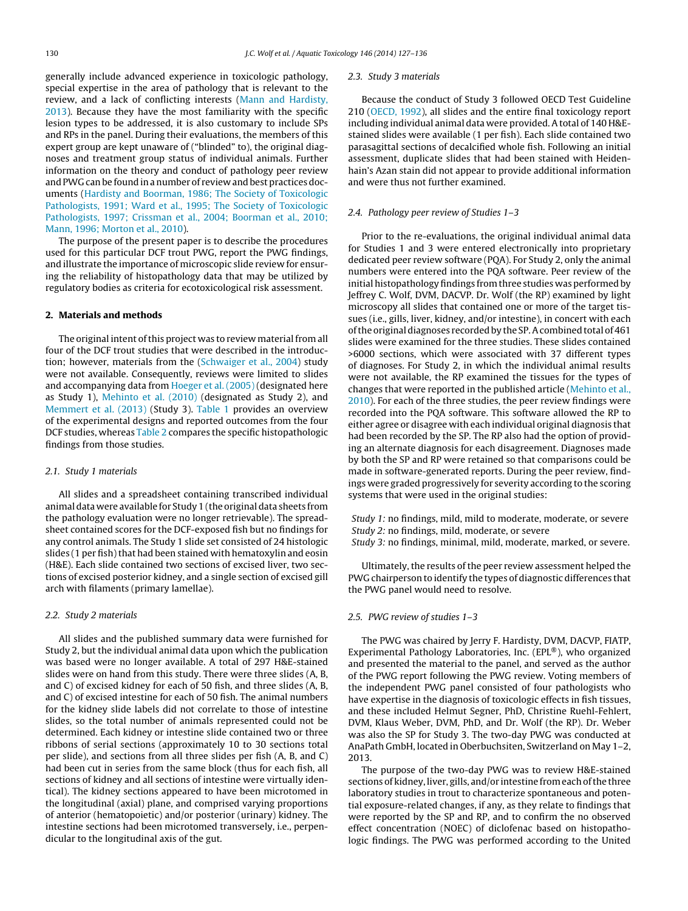generally include advanced experience in toxicologic pathology, special expertise in the area of pathology that is relevant to the review, and a lack of conflicting interests (Mann and Hardisty, 2013). Because they have the most familiarity with the specific lesion types to be addressed, it is also customary to include SPs and RPs in the panel. During their evaluations, the members of this expert group are kept unaware of ("blinded" to), the original diagnoses and treatment group status of individual animals. Further information on the theory and conduct of pathology peer review and PWG can be found in a number of review and best practices documents (Hardisty and Boorman, 1986; The Society of Toxicologic Pathologists, 1991; Ward et al., 1995; The Society of Toxicologic Pathologists, 1997; Crissman et al., 2004; Boorman et al., 2010; Mann, 1996; Morton et al., 2010).

The purpose of the present paper is to describe the procedures used for this particular DCF trout PWG, report the PWG findings, and illustrate the importance of microscopic slide review for ensuring the reliability of histopathology data that may be utilized by regulatory bodies as criteria for ecotoxicological risk assessment.

## 2. Materials and methods

The original intent of this project was to review material from all four of the DCF trout studies that were described in the introduction; however, materials from the (Schwaiger et al., 2004) study were not available. Consequently, reviews were limited to slides and accompanying data from Hoeger et al. (2005) (designated here as Study 1), Mehinto et al. (2010) (designated as Study 2), and Memmert et al. (2013) (Study 3). Table 1 provides an overview of the experimental designs and reported outcomes from the four DCF studies, whereas Table 2 compares the specific histopathologic findings from those studies.

### 2.1. Study 1 materials

All slides and a spreadsheet containing transcribed individual animal data were available for Study 1 (the original data sheets from the pathology evaluation were no longer retrievable). The spreadsheet contained scores for the DCF-exposed fish but no findings for any control animals. The Study 1 slide set consisted of 24 histologic slides (1 per fish) that had been stained with hematoxylin and eosin (H&E). Each slide contained two sections of excised liver, two sections of excised posterior kidney, and a single section of excised gill arch with filaments (primary lamellae).

### 2.2. Study 2 materials

All slides and the published summary data were furnished for Study 2, but the individual animal data upon which the publication was based were no longer available. A total of 297 H&E-stained slides were on hand from this study. There were three slides (A, B, and C) of excised kidney for each of 50 fish, and three slides (A, B, and C) of excised intestine for each of 50 fish. The animal numbers for the kidney slide labels did not correlate to those of intestine slides, so the total number of animals represented could not be determined. Each kidney or intestine slide contained two or three ribbons of serial sections (approximately 10 to 30 sections total per slide), and sections from all three slides per fish (A, B, and C) had been cut in series from the same block (thus for each fish, all sections of kidney and all sections of intestine were virtually identical). The kidney sections appeared to have been microtomed in the longitudinal (axial) plane, and comprised varying proportions of anterior (hematopoietic) and/or posterior (urinary) kidney. The intestine sections had been microtomed transversely, i.e., perpendicular to the longitudinal axis of the gut.

### 2.3. Study 3 materials

Because the conduct of Study 3 followed OECD Test Guideline 210 (OECD, 1992), all slides and the entire final toxicology report including individual animal data were provided. A total of 140 H&E-stained slides were available (1 per fish). Each slide contained two parasagittal sections of decalcified whole fish. Following an initial assessment, duplicate slides that had been stained with Heidenhain's Azan stain did not appear to provide additional information and were thus not further examined.

### 2.4. Pathology peer review of Studies 1–3

Prior to the re-evaluations, the original individual animal data for Studies 1 and 3 were entered electronically into proprietary dedicated peer review software (PQA). For Study 2, only the animal numbers were entered into the PQA software. Peer review of the initial histopathology findings from three studies was performed by Jeffrey C. Wolf, DVM, DACVP. Dr. Wolf (the RP) examined by light microscopy all slides that contained one or more of the target tissues (i.e., gills, liver, kidney, and/or intestine), in concert with each of the original diagnoses recorded by the SP. A combined total of 461 slides were examined for the three studies. These slides contained >6000 sections, which were associated with 37 different types of diagnoses. For Study 2, in which the individual animal results were not available, the RP examined the tissues for the types of changes that were reported in the published article (Mehinto et al., 2010). For each of the three studies, the peer review findings were recorded into the PQA software. This software allowed the RP to either agree or disagree with each individual original diagnosis that had been recorded by the SP. The RP also had the option of providing an alternate diagnosis for each disagreement. Diagnoses made by both the SP and RP were retained so that comparisons could be made in software-generated reports. During the peer review, findings were graded progressively for severity according to the scoring systems that were used in the original studies:

*Study 1:* no findings, mild, mild to moderate, moderate, or severe
*Study 2:* no findings, mild, moderate, or severe
*Study 3:* no findings, minimal, mild, moderate, marked, or severe.

Ultimately, the results of the peer review assessment helped the PWG chairperson to identify the types of diagnostic differences that the PWG panel would need to resolve.

### 2.5. PWG review of studies 1–3

The PWG was chaired by Jerry F. Hardisty, DVM, DACVP, FIATP, Experimental Pathology Laboratories, Inc. (EPL®), who organized and presented the material to the panel, and served as the author of the PWG report following the PWG review. Voting members of the independent PWG panel consisted of four pathologists who have expertise in the diagnosis of toxicologic effects in fish tissues, and these included Helmut Segner, PhD, Christine Ruehl-Fehlert, DVM, Klaus Weber, DVM, PhD, and Dr. Wolf (the RP). Dr. Weber was also the SP for Study 3. The two-day PWG was conducted at AnaPath GmbH, located in Oberbuchsiten, Switzerland on May 1–2, 2013.

The purpose of the two-day PWG was to review H&E-stained sections of kidney, liver, gills, and/or intestine from each of the three laboratory studies in trout to characterize spontaneous and potential exposure-related changes, if any, as they relate to findings that were reported by the SP and RP, and to confirm the no observed effect concentration (NOEC) of diclofenac based on histopathologic findings. The PWG was performed according to the United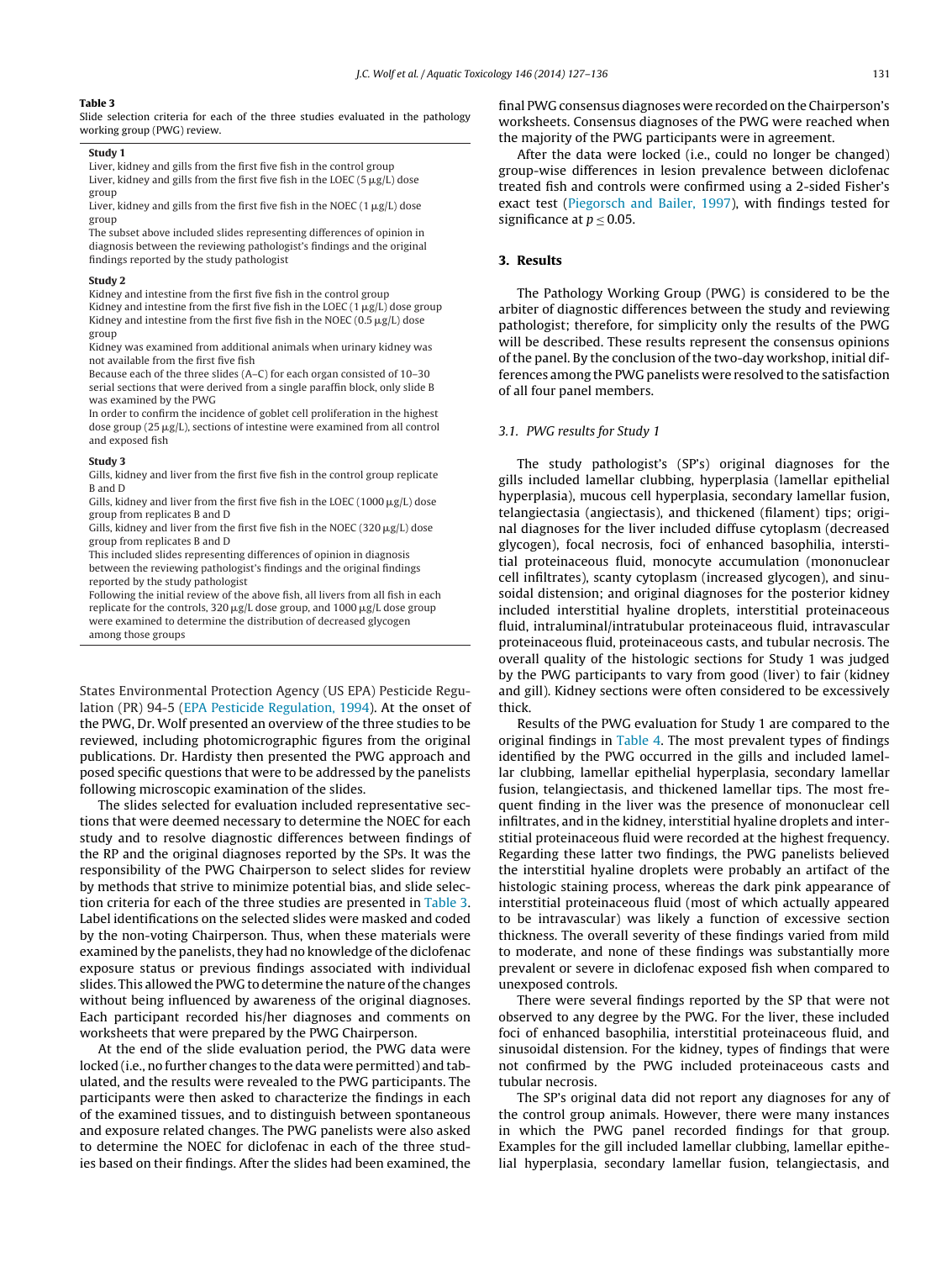**Table 3**
Slide selection criteria for each of the three studies evaluated in the pathology working group (PWG) review.

**Study 1**
Liver, kidney and gills from the first five fish in the control group
Liver, kidney and gills from the first five fish in the LOEC (5 μg/L) dose group
Liver, kidney and gills from the first five fish in the NOEC (1 μg/L) dose group
The subset above included slides representing differences of opinion in diagnosis between the reviewing pathologist's findings and the original findings reported by the study pathologist

**Study 2**
Kidney and intestine from the first five fish in the control group
Kidney and intestine from the first five fish in the LOEC (1 μg/L) dose group
Kidney and intestine from the first five fish in the NOEC (0.5 μg/L) dose group
Kidney was examined from additional animals when urinary kidney was not available from the first five fish
Because each of the three slides (A–C) for each organ consisted of 10–30 serial sections that were derived from a single paraffin block, only slide B was examined by the PWG
In order to confirm the incidence of goblet cell proliferation in the highest dose group (25 μg/L), sections of intestine were examined from all control and exposed fish

**Study 3**
Gills, kidney and liver from the first five fish in the control group replicate B and D
Gills, kidney and liver from the first five fish in the LOEC (1000 μg/L) dose group from replicates B and D
Gills, kidney and liver from the first five fish in the NOEC (320 μg/L) dose group from replicates B and D
This included slides representing differences of opinion in diagnosis between the reviewing pathologist's findings and the original findings reported by the study pathologist
Following the initial review of the above fish, all livers from all fish in each replicate for the controls, 320 μg/L dose group, and 1000 μg/L dose group were examined to determine the distribution of decreased glycogen among those groups

States Environmental Protection Agency (US EPA) Pesticide Regulation (PR) 94-5 (EPA Pesticide Regulation, 1994). At the onset of the PWG, Dr. Wolf presented an overview of the three studies to be reviewed, including photomicrographic figures from the original publications. Dr. Hardisty then presented the PWG approach and posed specific questions that were to be addressed by the panelists following microscopic examination of the slides.

The slides selected for evaluation included representative sections that were deemed necessary to determine the NOEC for each study and to resolve diagnostic differences between findings of the RP and the original diagnoses reported by the SPs. It was the responsibility of the PWG Chairperson to select slides for review by methods that strive to minimize potential bias, and slide selection criteria for each of the three studies are presented in Table 3. Label identifications on the selected slides were masked and coded by the non-voting Chairperson. Thus, when these materials were examined by the panelists, they had no knowledge of the diclofenac exposure status or previous findings associated with individual slides. This allowed the PWG to determine the nature of the changes without being influenced by awareness of the original diagnoses. Each participant recorded his/her diagnoses and comments on worksheets that were prepared by the PWG Chairperson.

At the end of the slide evaluation period, the PWG data were locked (i.e., no further changes to the data were permitted) and tabulated, and the results were revealed to the PWG participants. The participants were then asked to characterize the findings in each of the examined tissues, and to distinguish between spontaneous and exposure related changes. The PWG panelists were also asked to determine the NOEC for diclofenac in each of the three studies based on their findings. After the slides had been examined, the final PWG consensus diagnoses were recorded on the Chairperson's worksheets. Consensus diagnoses of the PWG were reached when the majority of the PWG participants were in agreement.

After the data were locked (i.e., could no longer be changed) group-wise differences in lesion prevalence between diclofenac treated fish and controls were confirmed using a 2-sided Fisher's exact test (Piegorsch and Bailer, 1997), with findings tested for significance at $p \leq 0.05$.

## 3. Results

The Pathology Working Group (PWG) is considered to be the arbiter of diagnostic differences between the study and reviewing pathologist; therefore, for simplicity only the results of the PWG will be described. These results represent the consensus opinions of the panel. By the conclusion of the two-day workshop, initial differences among the PWG panelists were resolved to the satisfaction of all four panel members.

### 3.1. PWG results for Study 1

The study pathologist's (SP's) original diagnoses for the gills included lamellar clubbing, hyperplasia (lamellar epithelial hyperplasia), mucous cell hyperplasia, secondary lamellar fusion, telangiectasia (angiectasis), and thickened (filament) tips; original diagnoses for the liver included diffuse cytoplasm (decreased glycogen), focal necrosis, foci of enhanced basophilia, interstitial proteinaceous fluid, monocyte accumulation (mononuclear cell infiltrates), scanty cytoplasm (increased glycogen), and sinusoidal distension; and original diagnoses for the posterior kidney included interstitial hyaline droplets, interstitial proteinaceous fluid, intraluminal/intratubular proteinaceous fluid, intravascular proteinaceous fluid, proteinaceous casts, and tubular necrosis. The overall quality of the histologic sections for Study 1 was judged by the PWG participants to vary from good (liver) to fair (kidney and gill). Kidney sections were often considered to be excessively thick.

Results of the PWG evaluation for Study 1 are compared to the original findings in Table 4. The most prevalent types of findings identified by the PWG occurred in the gills and included lamellar clubbing, lamellar epithelial hyperplasia, secondary lamellar fusion, telangiectasis, and thickened lamellar tips. The most frequent finding in the liver was the presence of mononuclear cell infiltrates, and in the kidney, interstitial hyaline droplets and interstitial proteinaceous fluid were recorded at the highest frequency. Regarding these latter two findings, the PWG panelists believed the interstitial hyaline droplets were probably an artifact of the histologic staining process, whereas the dark pink appearance of interstitial proteinaceous fluid (most of which actually appeared to be intravascular) was likely a function of excessive section thickness. The overall severity of these findings varied from mild to moderate, and none of these findings was substantially more prevalent or severe in diclofenac exposed fish when compared to unexposed controls.

There were several findings reported by the SP that were not observed to any degree by the PWG. For the liver, these included foci of enhanced basophilia, interstitial proteinaceous fluid, and sinusoidal distension. For the kidney, types of findings that were not confirmed by the PWG included proteinaceous casts and tubular necrosis.

The SP's original data did not report any diagnoses for any of the control group animals. However, there were many instances in which the PWG panel recorded findings for that group. Examples for the gill included lamellar clubbing, lamellar epithelial hyperplasia, secondary lamellar fusion, telangiectasis, and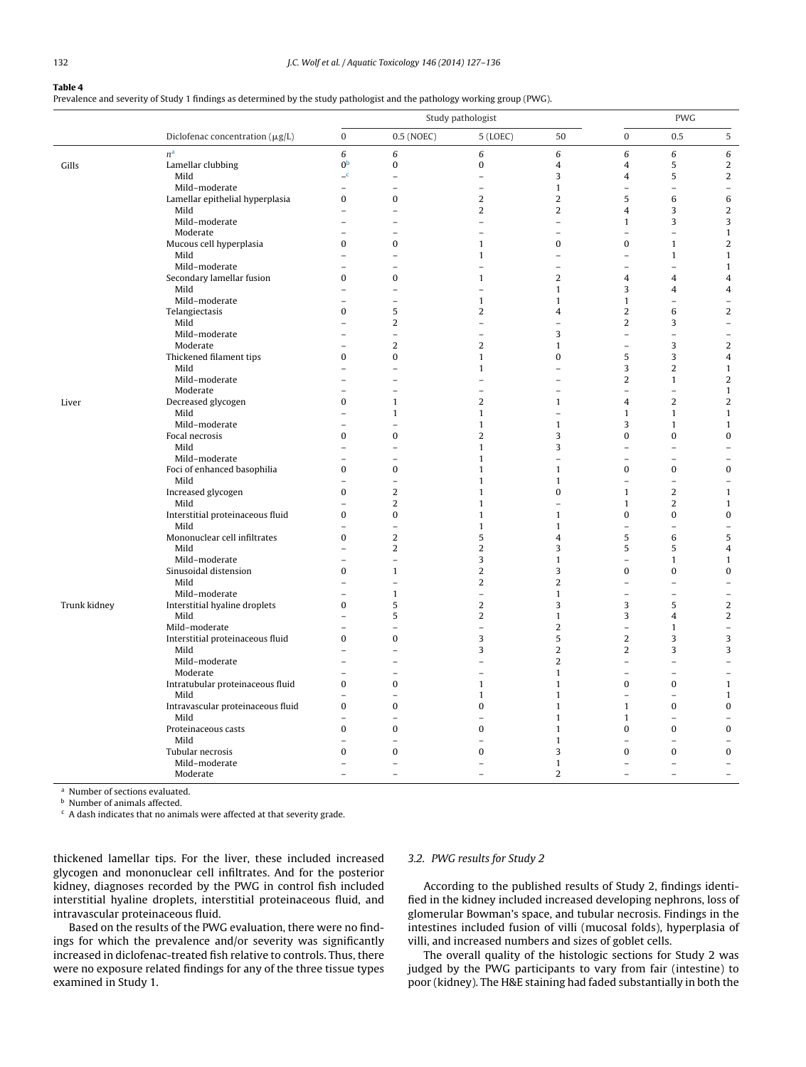**Table 4**
Prevalence and severity of Study 1 findings as determined by the study pathologist and the pathology working group (PWG).

| | | Study pathologist | | | | PWG | | |
|---|---|---|---|---|---|---|---|---|
| | Diclofenac concentration (μg/L) | 0 | 0.5 (NOEC) | 5 (LOEC) | 50 | 0 | 0.5 | 5 |
| | *n*[a] | 6 | 6 | 6 | 6 | 6 | 6 | 6 |
| Gills | Lamellar clubbing | 0[b] | 0 | 0 | 4 | 4 | 5 | 2 |
| | Mild | –[c] | – | – | 3 | 4 | 5 | 2 |
| | Mild–moderate | – | – | – | 1 | – | – | – |
| | Lamellar epithelial hyperplasia | 0 | 0 | 2 | 2 | 5 | 6 | 6 |
| | Mild | – | – | 2 | 2 | 4 | 3 | 2 |
| | Mild–moderate | – | – | – | – | 1 | 3 | 3 |
| | Moderate | – | – | – | – | – | – | 1 |
| | Mucous cell hyperplasia | 0 | 0 | 1 | 0 | 0 | 1 | 2 |
| | Mild | – | – | 1 | – | – | 1 | 1 |
| | Mild–moderate | – | – | – | – | – | – | 1 |
| | Secondary lamellar fusion | 0 | 0 | 1 | 2 | 4 | 4 | 4 |
| | Mild | – | – | – | 1 | 3 | 4 | 4 |
| | Mild–moderate | – | – | 1 | 1 | 1 | – | – |
| | Telangiectasis | 0 | 5 | 2 | 4 | 2 | 6 | 2 |
| | Mild | – | 2 | – | – | 2 | 3 | – |
| | Mild–moderate | – | – | – | 3 | – | – | – |
| | Moderate | – | 2 | 2 | 1 | – | 3 | 2 |
| | Thickened filament tips | 0 | 0 | 1 | 0 | 5 | 3 | 4 |
| | Mild | – | – | 1 | – | 3 | 2 | 1 |
| | Mild–moderate | – | – | – | – | 2 | 1 | 2 |
| | Moderate | – | – | – | – | – | – | 1 |
| Liver | Decreased glycogen | 0 | 1 | 2 | 1 | 4 | 2 | 2 |
| | Mild | – | 1 | 1 | – | 1 | 1 | 1 |
| | Mild–moderate | – | – | 1 | 1 | 3 | 1 | 1 |
| | Focal necrosis | 0 | 0 | 2 | 3 | 0 | 0 | 0 |
| | Mild | – | – | 1 | 3 | – | – | – |
| | Mild–moderate | – | – | 1 | – | – | – | – |
| | Foci of enhanced basophilia | 0 | 0 | 1 | 1 | 0 | 0 | 0 |
| | Mild | – | – | 1 | 1 | – | – | – |
| | Increased glycogen | 0 | 2 | 1 | 0 | 1 | 2 | 1 |
| | Mild | – | 2 | 1 | – | 1 | 2 | 1 |
| | Interstitial proteinaceous fluid | 0 | 0 | 1 | 1 | 0 | 0 | 0 |
| | Mild | – | – | 1 | 1 | – | – | – |
| | Mononuclear cell infiltrates | 0 | 2 | 5 | 4 | 5 | 6 | 5 |
| | Mild | – | 2 | 2 | 3 | 5 | 5 | 4 |
| | Mild–moderate | – | – | 3 | 1 | – | 1 | 1 |
| | Sinusoidal distension | 0 | 1 | 2 | 3 | 0 | 0 | 0 |
| | Mild | – | – | 2 | 2 | – | – | – |
| | Mild–moderate | – | 1 | – | 1 | – | – | – |
| Trunk kidney | Interstitial hyaline droplets | 0 | 5 | 2 | 3 | 3 | 5 | 2 |
| | Mild | – | 5 | 2 | 1 | 3 | 4 | 2 |
| | Mild–moderate | – | – | – | 2 | – | 1 | – |
| | Interstitial proteinaceous fluid | 0 | 0 | 3 | 5 | 2 | 3 | 3 |
| | Mild | – | – | 3 | 2 | 2 | 3 | 3 |
| | Mild–moderate | – | – | – | 2 | – | – | – |
| | Moderate | – | – | – | 1 | – | – | – |
| | Intratubular proteinaceous fluid | 0 | 0 | 1 | 1 | 0 | 0 | 1 |
| | Mild | – | – | 1 | 1 | – | – | 1 |
| | Intravascular proteinaceous fluid | 0 | 0 | 0 | 1 | 1 | 0 | 0 |
| | Mild | – | – | – | 1 | 1 | – | – |
| | Proteinaceous casts | 0 | 0 | 0 | 1 | 0 | 0 | 0 |
| | Mild | – | – | – | 1 | – | – | – |
| | Tubular necrosis | 0 | 0 | 0 | 3 | 0 | 0 | 0 |
| | Mild–moderate | – | – | – | 1 | – | – | – |
| | Moderate | – | – | – | 2 | – | – | – |

[a] Number of sections evaluated.
[b] Number of animals affected.
[c] A dash indicates that no animals were affected at that severity grade.

thickened lamellar tips. For the liver, these included increased glycogen and mononuclear cell infiltrates. And for the posterior kidney, diagnoses recorded by the PWG in control fish included interstitial hyaline droplets, interstitial proteinaceous fluid, and intravascular proteinaceous fluid.

Based on the results of the PWG evaluation, there were no findings for which the prevalence and/or severity was significantly increased in diclofenac-treated fish relative to controls. Thus, there were no exposure related findings for any of the three tissue types examined in Study 1.

### 3.2. PWG results for Study 2

According to the published results of Study 2, findings identified in the kidney included increased developing nephrons, loss of glomerular Bowman's space, and tubular necrosis. Findings in the intestines included fusion of villi (mucosal folds), hyperplasia of villi, and increased numbers and sizes of goblet cells.

The overall quality of the histologic sections for Study 2 was judged by the PWG participants to vary from fair (intestine) to poor (kidney). The H&E staining had faded substantially in both the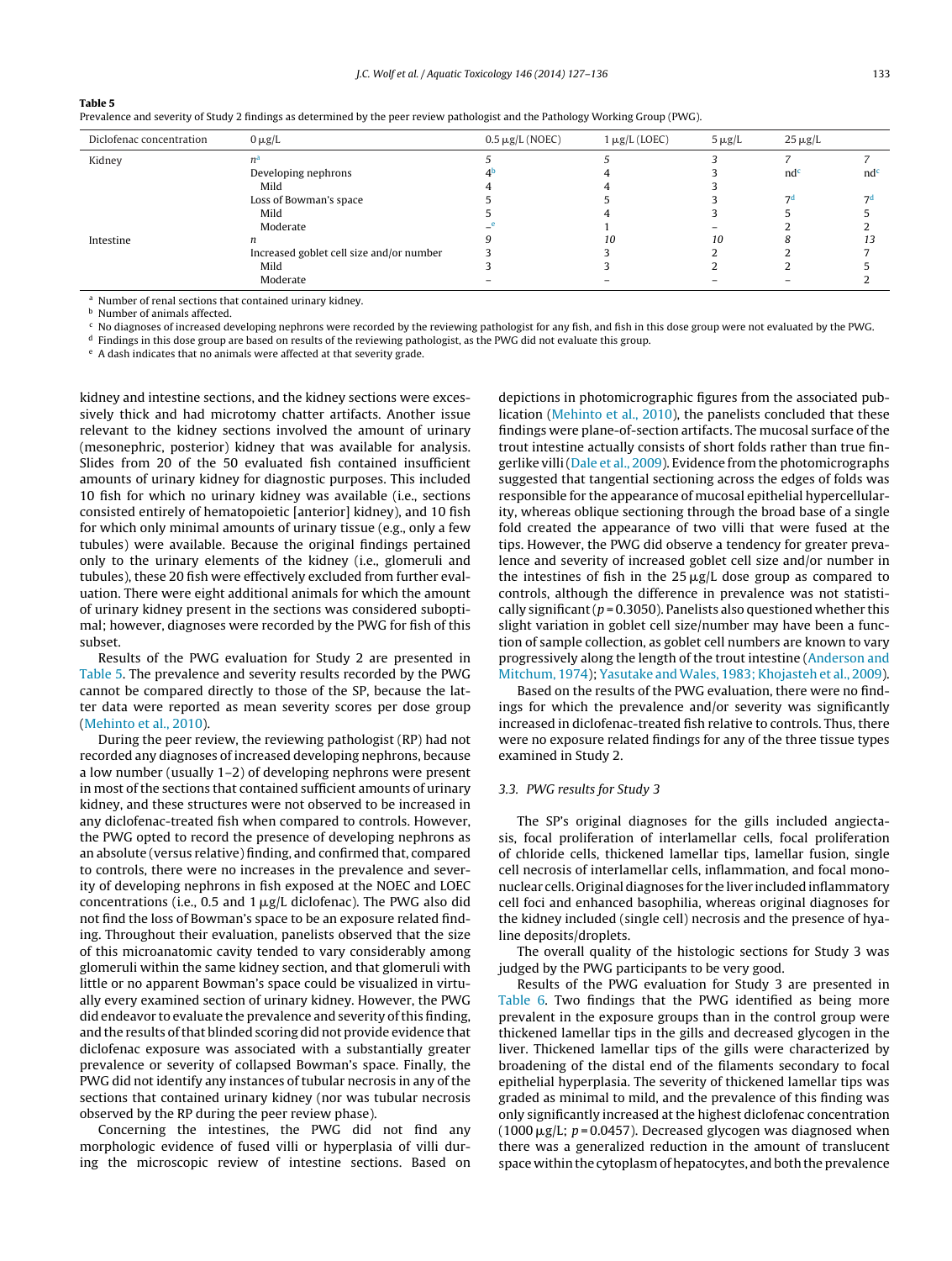**Table 5**
Prevalence and severity of Study 2 findings as determined by the peer review pathologist and the Pathology Working Group (PWG).

| Diclofenac concentration | 0 μg/L | | 0.5 μg/L (NOEC) | 1 μg/L (LOEC) | 5 μg/L | 25 μg/L | |
|---|---|---|---|---|---|---|---|
| Kidney | n[a] | | 5 | 5 | 3 | 7 | 7 |
| | Developing nephrons | | 4[b] | 4 | 3 | nd[c] | nd[c] |
| | Mild | | 4 | 4 | 3 | | |
| | Loss of Bowman's space | | 5 | 5 | 3 | 7[d] | 7[d] |
| | Mild | | 5 | 4 | 3 | 5 | 5 |
| | Moderate | | –[e] | 1 | – | 2 | 2 |
| Intestine | n | | 9 | 10 | 10 | 8 | 13 |
| | Increased goblet cell size and/or number | | 3 | 3 | 2 | 2 | 7 |
| | Mild | | 3 | 3 | 2 | 2 | 5 |
| | Moderate | | – | – | – | – | 2 |

[a] Number of renal sections that contained urinary kidney.
[b] Number of animals affected.
[c] No diagnoses of increased developing nephrons were recorded by the reviewing pathologist for any fish, and fish in this dose group were not evaluated by the PWG.
[d] Findings in this dose group are based on results of the reviewing pathologist, as the PWG did not evaluate this group.
[e] A dash indicates that no animals were affected at that severity grade.

kidney and intestine sections, and the kidney sections were excessively thick and had microtomy chatter artifacts. Another issue relevant to the kidney sections involved the amount of urinary (mesonephric, posterior) kidney that was available for analysis. Slides from 20 of the 50 evaluated fish contained insufficient amounts of urinary kidney for diagnostic purposes. This included 10 fish for which no urinary kidney was available (i.e., sections consisted entirely of hematopoietic [anterior] kidney), and 10 fish for which only minimal amounts of urinary tissue (e.g., only a few tubules) were available. Because the original findings pertained only to the urinary elements of the kidney (i.e., glomeruli and tubules), these 20 fish were effectively excluded from further evaluation. There were eight additional animals for which the amount of urinary kidney present in the sections was considered suboptimal; however, diagnoses were recorded by the PWG for fish of this subset.

Results of the PWG evaluation for Study 2 are presented in Table 5. The prevalence and severity results recorded by the PWG cannot be compared directly to those of the SP, because the latter data were reported as mean severity scores per dose group (Mehinto et al., 2010).

During the peer review, the reviewing pathologist (RP) had not recorded any diagnoses of increased developing nephrons, because a low number (usually 1–2) of developing nephrons were present in most of the sections that contained sufficient amounts of urinary kidney, and these structures were not observed to be increased in any diclofenac-treated fish when compared to controls. However, the PWG opted to record the presence of developing nephrons as an absolute (versus relative) finding, and confirmed that, compared to controls, there were no increases in the prevalence and severity of developing nephrons in fish exposed at the NOEC and LOEC concentrations (i.e., 0.5 and 1 μg/L diclofenac). The PWG also did not find the loss of Bowman's space to be an exposure related finding. Throughout their evaluation, panelists observed that the size of this microanatomic cavity tended to vary considerably among glomeruli within the same kidney section, and that glomeruli with little or no apparent Bowman's space could be visualized in virtually every examined section of urinary kidney. However, the PWG did endeavor to evaluate the prevalence and severity of this finding, and the results of that blinded scoring did not provide evidence that diclofenac exposure was associated with a substantially greater prevalence or severity of collapsed Bowman's space. Finally, the PWG did not identify any instances of tubular necrosis in any of the sections that contained urinary kidney (nor was tubular necrosis observed by the RP during the peer review phase).

Concerning the intestines, the PWG did not find any morphologic evidence of fused villi or hyperplasia of villi during the microscopic review of intestine sections. Based on depictions in photomicrographic figures from the associated publication (Mehinto et al., 2010), the panelists concluded that these findings were plane-of-section artifacts. The mucosal surface of the trout intestine actually consists of short folds rather than true fingerlike villi (Dale et al., 2009). Evidence from the photomicrographs suggested that tangential sectioning across the edges of folds was responsible for the appearance of mucosal epithelial hypercellularity, whereas oblique sectioning through the broad base of a single fold created the appearance of two villi that were fused at the tips. However, the PWG did observe a tendency for greater prevalence and severity of increased goblet cell size and/or number in the intestines of fish in the 25 μg/L dose group as compared to controls, although the difference in prevalence was not statistically significant ($p = 0.3050$). Panelists also questioned whether this slight variation in goblet cell size/number may have been a function of sample collection, as goblet cell numbers are known to vary progressively along the length of the trout intestine (Anderson and Mitchum, 1974); Yasutake and Wales, 1983; Khojasteh et al., 2009).

Based on the results of the PWG evaluation, there were no findings for which the prevalence and/or severity was significantly increased in diclofenac-treated fish relative to controls. Thus, there were no exposure related findings for any of the three tissue types examined in Study 2.

### 3.3. PWG results for Study 3

The SP's original diagnoses for the gills included angiectasis, focal proliferation of interlamellar cells, focal proliferation of chloride cells, thickened lamellar tips, lamellar fusion, single cell necrosis of interlamellar cells, inflammation, and focal mononuclear cells. Original diagnoses for the liver included inflammatory cell foci and enhanced basophilia, whereas original diagnoses for the kidney included (single cell) necrosis and the presence of hyaline deposits/droplets.

The overall quality of the histologic sections for Study 3 was judged by the PWG participants to be very good.

Results of the PWG evaluation for Study 3 are presented in Table 6. Two findings that the PWG identified as being more prevalent in the exposure groups than in the control group were thickened lamellar tips in the gills and decreased glycogen in the liver. Thickened lamellar tips of the gills were characterized by broadening of the distal end of the filaments secondary to focal epithelial hyperplasia. The severity of thickened lamellar tips was graded as minimal to mild, and the prevalence of this finding was only significantly increased at the highest diclofenac concentration (1000 μg/L; $p = 0.0457$). Decreased glycogen was diagnosed when there was a generalized reduction in the amount of translucent space within the cytoplasm of hepatocytes, and both the prevalence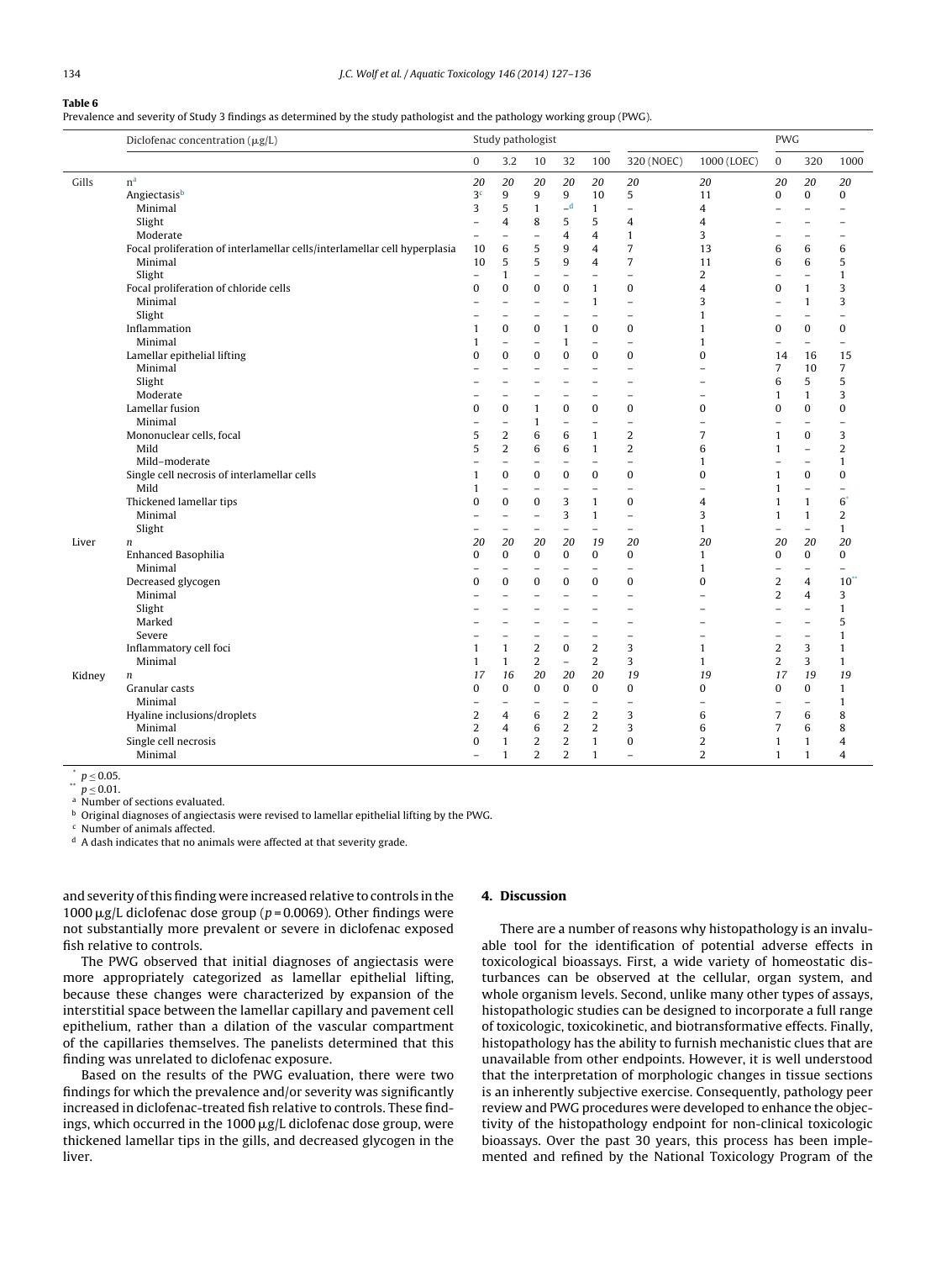**Table 6**
Prevalence and severity of Study 3 findings as determined by the study pathologist and the pathology working group (PWG).

| | Diclofenac concentration (μg/L) | Study pathologist | | | | | | | PWG | | |
|---|---|---|---|---|---|---|---|---|---|---|---|
| | | 0 | 3.2 | 10 | 32 | 100 | 320 (NOEC) | 1000 (LOEC) | 0 | 320 | 1000 |
| Gills | n[a] | *20* | *20* | *20* | *20* | *20* | *20* | *20* | *20* | *20* | *20* |
| | Angiectasis[b] | 3[c] | 9 | 9 | 9 | 10 | 5 | 11 | 0 | 0 | 0 |
| | Minimal | 3 | 5 | 1 | –[d] | 1 | – | 4 | – | – | – |
| | Slight | – | 4 | 8 | 5 | 5 | 4 | 4 | – | – | – |
| | Moderate | – | – | – | 4 | 4 | 1 | 3 | – | – | – |
| | Focal proliferation of interlamellar cells/interlamellar cell hyperplasia | 10 | 6 | 5 | 9 | 4 | 7 | 13 | 6 | 6 | 6 |
| | Minimal | 10 | 5 | 5 | 9 | 4 | 7 | 11 | 6 | 6 | 5 |
| | Slight | – | 1 | – | – | – | – | 2 | – | – | 1 |
| | Focal proliferation of chloride cells | 0 | 0 | 0 | 0 | 1 | 0 | 4 | 0 | 1 | 3 |
| | Minimal | – | – | – | – | 1 | – | 3 | – | 1 | 3 |
| | Slight | – | – | – | – | – | – | 1 | – | – | – |
| | Inflammation | 1 | 0 | 0 | 1 | 0 | 0 | 1 | 0 | 0 | 0 |
| | Minimal | 1 | – | – | 1 | – | – | 1 | – | – | – |
| | Lamellar epithelial lifting | 0 | 0 | 0 | 0 | 0 | 0 | 0 | 14 | 16 | 15 |
| | Minimal | – | – | – | – | – | – | – | 7 | 10 | 7 |
| | Slight | – | – | – | – | – | – | – | 6 | 5 | 5 |
| | Moderate | – | – | – | – | – | – | – | 1 | 1 | 3 |
| | Lamellar fusion | 0 | 0 | 1 | 0 | 0 | 0 | 0 | 0 | 0 | 0 |
| | Minimal | – | – | 1 | – | – | – | – | – | – | – |
| | Mononuclear cells, focal | 5 | 2 | 6 | 6 | 1 | 2 | 7 | 1 | 0 | 3 |
| | Mild | 5 | 2 | 6 | 6 | 1 | 2 | 6 | 1 | – | 2 |
| | Mild–moderate | – | – | – | – | – | – | 1 | – | – | 1 |
| | Single cell necrosis of interlamellar cells | 1 | 0 | 0 | 0 | 0 | 0 | 0 | 1 | 0 | 0 |
| | Mild | 1 | – | – | – | – | – | – | 1 | – | – |
| | Thickened lamellar tips | 0 | 0 | 0 | 3 | 1 | 0 | 4 | 1 | 1 | 6* |
| | Minimal | – | – | – | 3 | 1 | – | 3 | 1 | 1 | 2 |
| | Slight | – | – | – | – | – | – | 1 | – | – | 1 |
| Liver | *n* | *20* | *20* | *20* | *20* | *19* | *20* | *20* | *20* | *20* | *20* |
| | Enhanced Basophilia | 0 | 0 | 0 | 0 | 0 | 0 | 1 | 0 | 0 | 0 |
| | Minimal | – | – | – | – | – | – | 1 | – | – | – |
| | Decreased glycogen | 0 | 0 | 0 | 0 | 0 | 0 | 0 | 2 | 4 | 10** |
| | Minimal | – | – | – | – | – | – | – | 2 | 4 | 3 |
| | Slight | – | – | – | – | – | – | – | – | – | 1 |
| | Marked | – | – | – | – | – | – | – | – | – | 5 |
| | Severe | – | – | – | – | – | – | – | – | – | 1 |
| | Inflammatory cell foci | 1 | 1 | 2 | 0 | 2 | 3 | 1 | 2 | 3 | 1 |
| | Minimal | 1 | 1 | 2 | – | 2 | 3 | 1 | 2 | 3 | 1 |
| Kidney | *n* | *17* | *16* | *20* | *20* | *20* | *19* | *19* | *17* | *19* | *19* |
| | Granular casts | 0 | 0 | 0 | 0 | 0 | 0 | 0 | 0 | 0 | 1 |
| | Minimal | – | – | – | – | – | – | – | – | – | 1 |
| | Hyaline inclusions/droplets | 2 | 4 | 6 | 2 | 2 | 3 | 6 | 7 | 6 | 8 |
| | Minimal | 2 | 4 | 6 | 2 | 2 | 3 | 6 | 7 | 6 | 8 |
| | Single cell necrosis | 0 | 1 | 2 | 2 | 1 | 0 | 2 | 1 | 1 | 4 |
| | Minimal | – | 1 | 2 | 2 | 1 | – | 2 | 1 | 1 | 4 |

\* $p \leq 0.05$.
\*\* $p \leq 0.01$.
[a] Number of sections evaluated.
[b] Original diagnoses of angiectasis were revised to lamellar epithelial lifting by the PWG.
[c] Number of animals affected.
[d] A dash indicates that no animals were affected at that severity grade.

and severity of this finding were increased relative to controls in the 1000 μg/L diclofenac dose group ($p = 0.0069$). Other findings were not substantially more prevalent or severe in diclofenac exposed fish relative to controls.

The PWG observed that initial diagnoses of angiectasis were more appropriately categorized as lamellar epithelial lifting, because these changes were characterized by expansion of the interstitial space between the lamellar capillary and pavement cell epithelium, rather than a dilation of the vascular compartment of the capillaries themselves. The panelists determined that this finding was unrelated to diclofenac exposure.

Based on the results of the PWG evaluation, there were two findings for which the prevalence and/or severity was significantly increased in diclofenac-treated fish relative to controls. These findings, which occurred in the 1000 μg/L diclofenac dose group, were thickened lamellar tips in the gills, and decreased glycogen in the liver.

## 4. Discussion

There are a number of reasons why histopathology is an invaluable tool for the identification of potential adverse effects in toxicological bioassays. First, a wide variety of homeostatic disturbances can be observed at the cellular, organ system, and whole organism levels. Second, unlike many other types of assays, histopathologic studies can be designed to incorporate a full range of toxicologic, toxicokinetic, and biotransformative effects. Finally, histopathology has the ability to furnish mechanistic clues that are unavailable from other endpoints. However, it is well understood that the interpretation of morphologic changes in tissue sections is an inherently subjective exercise. Consequently, pathology peer review and PWG procedures were developed to enhance the objectivity of the histopathology endpoint for non-clinical toxicologic bioassays. Over the past 30 years, this process has been implemented and refined by the National Toxicology Program of the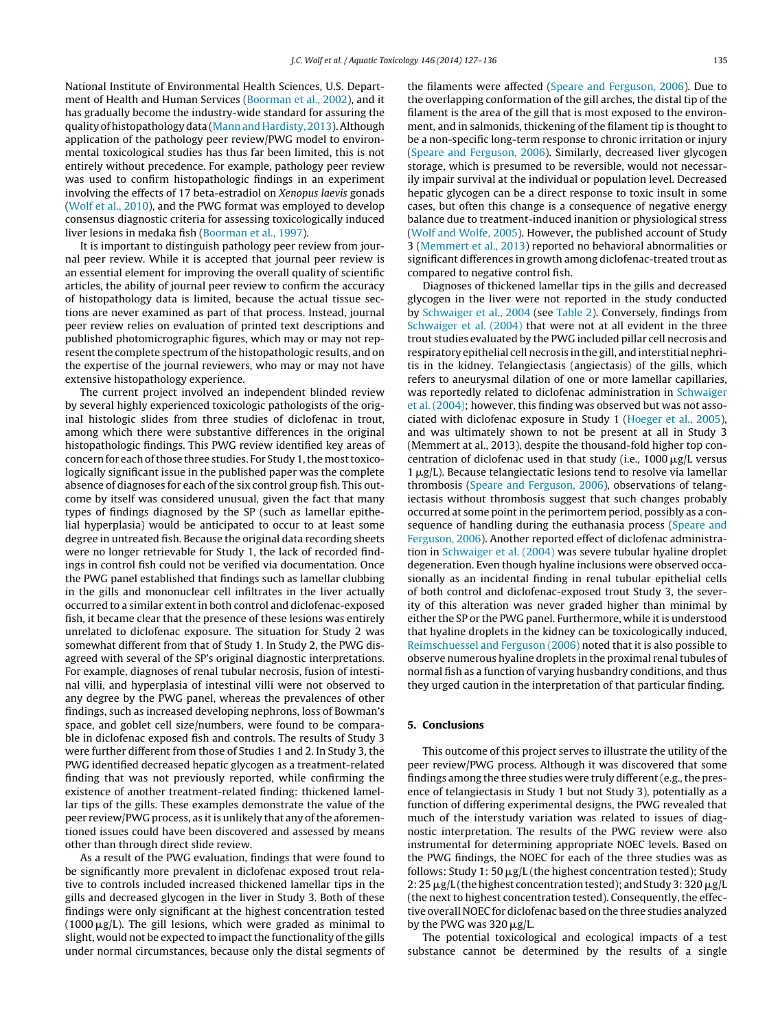National Institute of Environmental Health Sciences, U.S. Department of Health and Human Services (Boorman et al., 2002), and it has gradually become the industry-wide standard for assuring the quality of histopathology data (Mann and Hardisty, 2013). Although application of the pathology peer review/PWG model to environmental toxicological studies has thus far been limited, this is not entirely without precedence. For example, pathology peer review was used to confirm histopathologic findings in an experiment involving the effects of 17 beta-estradiol on *Xenopus laevis* gonads (Wolf et al., 2010), and the PWG format was employed to develop consensus diagnostic criteria for assessing toxicologically induced liver lesions in medaka fish (Boorman et al., 1997).

It is important to distinguish pathology peer review from journal peer review. While it is accepted that journal peer review is an essential element for improving the overall quality of scientific articles, the ability of journal peer review to confirm the accuracy of histopathology data is limited, because the actual tissue sections are never examined as part of that process. Instead, journal peer review relies on evaluation of printed text descriptions and published photomicrographic figures, which may or may not represent the complete spectrum of the histopathologic results, and on the expertise of the journal reviewers, who may or may not have extensive histopathology experience.

The current project involved an independent blinded review by several highly experienced toxicologic pathologists of the original histologic slides from three studies of diclofenac in trout, among which there were substantive differences in the original histopathologic findings. This PWG review identified key areas of concern for each of those three studies. For Study 1, the most toxicologically significant issue in the published paper was the complete absence of diagnoses for each of the six control group fish. This outcome by itself was considered unusual, given the fact that many types of findings diagnosed by the SP (such as lamellar epithelial hyperplasia) would be anticipated to occur to at least some degree in untreated fish. Because the original data recording sheets were no longer retrievable for Study 1, the lack of recorded findings in control fish could not be verified via documentation. Once the PWG panel established that findings such as lamellar clubbing in the gills and mononuclear cell infiltrates in the liver actually occurred to a similar extent in both control and diclofenac-exposed fish, it became clear that the presence of these lesions was entirely unrelated to diclofenac exposure. The situation for Study 2 was somewhat different from that of Study 1. In Study 2, the PWG disagreed with several of the SP's original diagnostic interpretations. For example, diagnoses of renal tubular necrosis, fusion of intestinal villi, and hyperplasia of intestinal villi were not observed to any degree by the PWG panel, whereas the prevalences of other findings, such as increased developing nephrons, loss of Bowman's space, and goblet cell size/numbers, were found to be comparable in diclofenac exposed fish and controls. The results of Study 3 were further different from those of Studies 1 and 2. In Study 3, the PWG identified decreased hepatic glycogen as a treatment-related finding that was not previously reported, while confirming the existence of another treatment-related finding: thickened lamellar tips of the gills. These examples demonstrate the value of the peer review/PWG process, as it is unlikely that any of the aforementioned issues could have been discovered and assessed by means other than through direct slide review.

As a result of the PWG evaluation, findings that were found to be significantly more prevalent in diclofenac exposed trout relative to controls included increased thickened lamellar tips in the gills and decreased glycogen in the liver in Study 3. Both of these findings were only significant at the highest concentration tested (1000 μg/L). The gill lesions, which were graded as minimal to slight, would not be expected to impact the functionality of the gills under normal circumstances, because only the distal segments of the filaments were affected (Speare and Ferguson, 2006). Due to the overlapping conformation of the gill arches, the distal tip of the filament is the area of the gill that is most exposed to the environment, and in salmonids, thickening of the filament tip is thought to be a non-specific long-term response to chronic irritation or injury (Speare and Ferguson, 2006). Similarly, decreased liver glycogen storage, which is presumed to be reversible, would not necessarily impair survival at the individual or population level. Decreased hepatic glycogen can be a direct response to toxic insult in some cases, but often this change is a consequence of negative energy balance due to treatment-induced inanition or physiological stress (Wolf and Wolfe, 2005). However, the published account of Study 3 (Memmert et al., 2013) reported no behavioral abnormalities or significant differences in growth among diclofenac-treated trout as compared to negative control fish.

Diagnoses of thickened lamellar tips in the gills and decreased glycogen in the liver were not reported in the study conducted by Schwaiger et al., 2004 (see Table 2). Conversely, findings from Schwaiger et al. (2004) that were not at all evident in the three trout studies evaluated by the PWG included pillar cell necrosis and respiratory epithelial cell necrosis in the gill, and interstitial nephritis in the kidney. Telangiectasis (angiectasis) of the gills, which refers to aneurysmal dilation of one or more lamellar capillaries, was reportedly related to diclofenac administration in Schwaiger et al. (2004); however, this finding was observed but was not associated with diclofenac exposure in Study 1 (Hoeger et al., 2005), and was ultimately shown to not be present at all in Study 3 (Memmert at al., 2013), despite the thousand-fold higher top concentration of diclofenac used in that study (i.e., 1000 μg/L versus 1 μg/L). Because telangiectatic lesions tend to resolve via lamellar thrombosis (Speare and Ferguson, 2006), observations of telangiectasis without thrombosis suggest that such changes probably occurred at some point in the perimortem period, possibly as a consequence of handling during the euthanasia process (Speare and Ferguson, 2006). Another reported effect of diclofenac administration in Schwaiger et al. (2004) was severe tubular hyaline droplet degeneration. Even though hyaline inclusions were observed occasionally as an incidental finding in renal tubular epithelial cells of both control and diclofenac-exposed trout Study 3, the severity of this alteration was never graded higher than minimal by either the SP or the PWG panel. Furthermore, while it is understood that hyaline droplets in the kidney can be toxicologically induced, Reimschuessel and Ferguson (2006) noted that it is also possible to observe numerous hyaline droplets in the proximal renal tubules of normal fish as a function of varying husbandry conditions, and thus they urged caution in the interpretation of that particular finding.

## 5. Conclusions

This outcome of this project serves to illustrate the utility of the peer review/PWG process. Although it was discovered that some findings among the three studies were truly different (e.g., the presence of telangiectasis in Study 1 but not Study 3), potentially as a function of differing experimental designs, the PWG revealed that much of the interstudy variation was related to issues of diagnostic interpretation. The results of the PWG review were also instrumental for determining appropriate NOEC levels. Based on the PWG findings, the NOEC for each of the three studies was as follows: Study 1: 50 μg/L (the highest concentration tested); Study 2: 25 μg/L (the highest concentration tested); and Study 3: 320 μg/L (the next to highest concentration tested). Consequently, the effective overall NOEC for diclofenac based on the three studies analyzed by the PWG was 320 μg/L.

The potential toxicological and ecological impacts of a test substance cannot be determined by the results of a single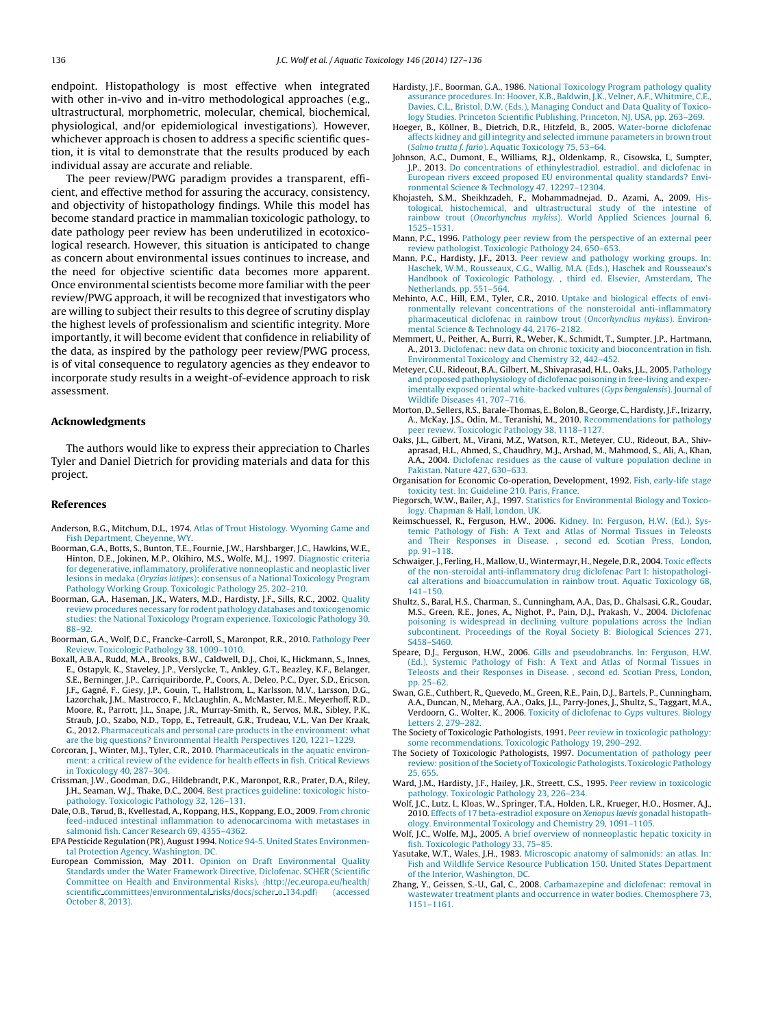endpoint. Histopathology is most effective when integrated with other in-vivo and in-vitro methodological approaches (e.g., ultrastructural, morphometric, molecular, chemical, biochemical, physiological, and/or epidemiological investigations). However, whichever approach is chosen to address a specific scientific question, it is vital to demonstrate that the results produced by each individual assay are accurate and reliable.

The peer review/PWG paradigm provides a transparent, efficient, and effective method for assuring the accuracy, consistency, and objectivity of histopathology findings. While this model has become standard practice in mammalian toxicologic pathology, to date pathology peer review has been underutilized in ecotoxicological research. However, this situation is anticipated to change as concern about environmental issues continues to increase, and the need for objective scientific data becomes more apparent. Once environmental scientists become more familiar with the peer review/PWG approach, it will be recognized that investigators who are willing to subject their results to this degree of scrutiny display the highest levels of professionalism and scientific integrity. More importantly, it will become evident that confidence in reliability of the data, as inspired by the pathology peer review/PWG process, is of vital consequence to regulatory agencies as they endeavor to incorporate study results in a weight-of-evidence approach to risk assessment.

## Acknowledgments

The authors would like to express their appreciation to Charles Tyler and Daniel Dietrich for providing materials and data for this project.

## References

Anderson, B.G., Mitchum, D.L., 1974. Atlas of Trout Histology. Wyoming Game and Fish Department, Cheyenne, WY.

Boorman, G.A., Botts, S., Bunton, T.E., Fournie, J.W., Harshbarger, J.C., Hawkins, W.E., Hinton, D.E., Jokinen, M.P., Okihiro, M.S., Wolfe, M.J., 1997. Diagnostic criteria for degenerative, inflammatory, proliferative nonneoplastic and neoplastic liver lesions in medaka (*Oryzias latipes*): consensus of a National Toxicology Program Pathology Working Group. Toxicologic Pathology 25, 202–210.

Boorman, G.A., Haseman, J.K., Waters, M.D., Hardisty, J.F., Sills, R.C., 2002. Quality review procedures necessary for rodent pathology databases and toxicogenomic studies: the National Toxicology Program experience. Toxicologic Pathology 30, 88–92.

Boorman, G.A., Wolf, D.C., Francke-Carroll, S., Maronpot, R.R., 2010. Pathology Peer Review. Toxicologic Pathology 38, 1009–1010.

Boxall, A.B.A., Rudd, M.A., Brooks, B.W., Caldwell, D.J., Choi, K., Hickmann, S., Innes, E., Ostapyk, K., Staveley, J.P., Verslycke, T., Ankley, G.T., Beazley, K.F., Belanger, S.E., Berninger, J.P., Carriquiriborde, P., Coors, A., Deleo, P.C., Dyer, S.D., Ericson, J.F., Gagné, F., Giesy, J.P., Gouin, T., Hallstrom, L., Karlsson, M.V., Larsson, D.G., Lazorchak, J.M., Mastrocco, F., McLaughlin, A., McMaster, M.E., Meyerhoff, R.D., Moore, R., Parrott, J.L., Snape, J.R., Murray-Smith, R., Servos, M.R., Sibley, P.K., Straub, J.O., Szabo, N.D., Topp, E., Tetreault, G.R., Trudeau, V.L., Van Der Kraak, G., 2012. Pharmaceuticals and personal care products in the environment: what are the big questions? Environmental Health Perspectives 120, 1221–1229.

Corcoran, J., Winter, M.J., Tyler, C.R., 2010. Pharmaceuticals in the aquatic environment: a critical review of the evidence for health effects in fish. Critical Reviews in Toxicology 40, 287–304.

Crissman, J.W., Goodman, D.G., Hildebrandt, P.K., Maronpot, R.R., Prater, D.A., Riley, J.H., Seaman, W.J., Thake, D.C., 2004. Best practices guideline: toxicologic histopathology. Toxicologic Pathology 32, 126–131.

Dale, O.B., Tørud, B., Kvellestad, A., Koppang, H.S., Koppang, E.O., 2009. From chronic feed-induced intestinal inflammation to adenocarcinoma with metastases in salmonid fish. Cancer Research 69, 4355–4362.

EPA Pesticide Regulation (PR), August 1994. Notice 94-5. United States Environmental Protection Agency, Washington, DC.

European Commission, May 2011. Opinion on Draft Environmental Quality Standards under the Water Framework Directive, Diclofenac. SCHER (Scientific Committee on Health and Environmental Risks), ⟨http://ec.europa.eu/health/scientific_committees/environmental_risks/docs/scher_o_134.pdf⟩ (accessed October 8, 2013).

Hardisty, J.F., Boorman, G.A., 1986. National Toxicology Program pathology quality assurance procedures. In: Hoover, K.B., Baldwin, J.K., Velner, A.F., Whitmire, C.E., Davies, C.L., Bristol, D.W. (Eds.), Managing Conduct and Data Quality of Toxicology Studies. Princeton Scientific Publishing, Princeton, NJ, USA, pp. 263–269.

Hoeger, B., Köllner, B., Dietrich, D.R., Hitzfeld, B., 2005. Water-borne diclofenac affects kidney and gill integrity and selected immune parameters in brown trout (*Salmo trutta f. fario*). Aquatic Toxicology 75, 53–64.

Johnson, A.C., Dumont, E., Williams, R.J., Oldenkamp, R., Cisowska, I., Sumpter, J.P., 2013. Do concentrations of ethinylestradiol, estradiol, and diclofenac in European rivers exceed proposed EU environmental quality standards? Environmental Science & Technology 47, 12297–12304.

Khojasteh, S.M., Sheikhzadeh, F., Mohammadnejad, D., Azami, A., 2009. Histological, histochemical, and ultrastructural study of the intestine of rainbow trout (*Oncorhynchus mykiss*). World Applied Sciences Journal 6, 1525–1531.

Mann, P.C., 1996. Pathology peer review from the perspective of an external peer review pathologist. Toxicologic Pathology 24, 650–653.

Mann, P.C., Hardisty, J.F., 2013. Peer review and pathology working groups. In: Haschek, W.M., Rousseaux, C.G., Wallig, M.A. (Eds.), Haschek and Rousseaux's Handbook of Toxicologic Pathology. , third ed. Elsevier, Amsterdam, The Netherlands, pp. 551–564.

Mehinto, A.C., Hill, E.M., Tyler, C.R., 2010. Uptake and biological effects of environmentally relevant concentrations of the nonsteroidal anti-inflammatory pharmaceutical diclofenac in rainbow trout (*Oncorhynchus mykiss*). Environmental Science & Technology 44, 2176–2182.

Memmert, U., Peither, A., Burri, R., Weber, K., Schmidt, T., Sumpter, J.P., Hartmann, A., 2013. Diclofenac: new data on chronic toxicity and bioconcentration in fish. Environmental Toxicology and Chemistry 32, 442–452.

Meteyer, C.U., Rideout, B.A., Gilbert, M., Shivaprasad, H.L., Oaks, J.L., 2005. Pathology and proposed pathophysiology of diclofenac poisoning in free-living and experimentally exposed oriental white-backed vultures (*Gyps bengalensis*). Journal of Wildlife Diseases 41, 707–716.

Morton, D., Sellers, R.S., Barale-Thomas, E., Bolon, B., George, C., Hardisty, J.F., Irizarry, A., McKay, J.S., Odin, M., Teranishi, M., 2010. Recommendations for pathology peer review. Toxicologic Pathology 38, 1118–1127.

Oaks, J.L., Gilbert, M., Virani, M.Z., Watson, R.T., Meteyer, C.U., Rideout, B.A., Shivaprasad, H.L., Ahmed, S., Chaudhry, M.J., Arshad, M., Mahmood, S., Ali, A., Khan, A.A., 2004. Diclofenac residues as the cause of vulture population decline in Pakistan. Nature 427, 630–633.

Organisation for Economic Co-operation, Development, 1992. Fish, early-life stage toxicity test. In: Guideline 210. Paris, France.

Piegorsch, W.W., Bailer, A.J., 1997. Statistics for Environmental Biology and Toxicology. Chapman & Hall, London, UK.

Reimschuessel, R., Ferguson, H.W., 2006. Kidney. In: Ferguson, H.W. (Ed.), Systemic Pathology of Fish: A Text and Atlas of Normal Tissues in Teleosts and Their Responses in Disease. , second ed. Scotian Press, London, pp. 91–118.

Schwaiger, J., Ferling, H., Mallow, U., Wintermayr, H., Negele, D.R., 2004. Toxic effects of the non-steroidal anti-inflammatory drug diclofenac Part I: histopathological alterations and bioaccumulation in rainbow trout. Aquatic Toxicology 68, 141–150.

Shultz, S., Baral, H.S., Charman, S., Cunningham, A.A., Das, D., Ghalsasi, G.R., Goudar, M.S., Green, R.E., Jones, A., Nighot, P., Pain, D.J., Prakash, V., 2004. Diclofenac poisoning is widespread in declining vulture populations across the Indian subcontinent. Proceedings of the Royal Society B: Biological Sciences 271, S458–S460.

Speare, D.J., Ferguson, H.W., 2006. Gills and pseudobranchs. In: Ferguson, H.W. (Ed.), Systemic Pathology of Fish: A Text and Atlas of Normal Tissues in Teleosts and their Responses in Disease. , second ed. Scotian Press, London, pp. 25–62.

Swan, G.E., Cuthbert, R., Quevedo, M., Green, R.E., Pain, D.J., Bartels, P., Cunningham, A.A., Duncan, N., Meharg, A.A., Oaks, J.L., Parry-Jones, J., Shultz, S., Taggart, M.A., Verdoorn, G., Wolter, K., 2006. Toxicity of diclofenac to Gyps vultures. Biology Letters 2, 279–282.

The Society of Toxicologic Pathologists, 1991. Peer review in toxicologic pathology: some recommendations. Toxicologic Pathology 19, 290–292.

The Society of Toxicologic Pathologists, 1997. Documentation of pathology peer review: position of the Society of Toxicologic Pathologists. Toxicologic Pathology 25, 655.

Ward, J.M., Hardisty, J.F., Hailey, J.R., Streett, C.S., 1995. Peer review in toxicologic pathology. Toxicologic Pathology 23, 226–234.

Wolf, J.C., Lutz, I., Kloas, W., Springer, T.A., Holden, L.R., Krueger, H.O., Hosmer, A.J., 2010. Effects of 17 beta-estradiol exposure on *Xenopus laevis* gonadal histopathology. Environmental Toxicology and Chemistry 29, 1091–1105.

Wolf, J.C., Wolfe, M.J., 2005. A brief overview of nonneoplastic hepatic toxicity in fish. Toxicologic Pathology 33, 75–85.

Yasutake, W.T., Wales, J.H., 1983. Microscopic anatomy of salmonids: an atlas. In: Fish and Wildlife Service Resource Publication 150. United States Department of the Interior, Washington, DC.

Zhang, Y., Geissen, S.-U., Gal, C., 2008. Carbamazepine and diclofenac: removal in wastewater treatment plants and occurrence in water bodies. Chemosphere 73, 1151–1161.